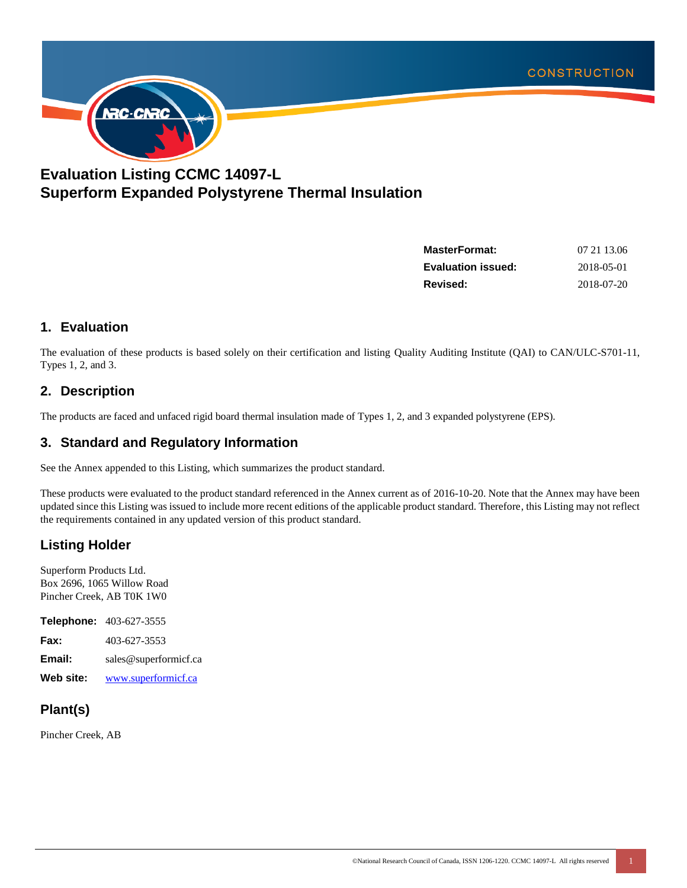# Evaluation Listing CCMC 14097-L
# Superform Expanded Polystyrene Thermal Insulation

| | |
|---|---|
| **MasterFormat:** | 07 21 13.06 |
| **Evaluation issued:** | 2018-05-01 |
| **Revised:** | 2018-07-20 |

## 1. Evaluation

The evaluation of these products is based solely on their certification and listing Quality Auditing Institute (QAI) to CAN/ULC-S701-11, Types 1, 2, and 3.

## 2. Description

The products are faced and unfaced rigid board thermal insulation made of Types 1, 2, and 3 expanded polystyrene (EPS).

## 3. Standard and Regulatory Information

See the Annex appended to this Listing, which summarizes the product standard.

These products were evaluated to the product standard referenced in the Annex current as of 2016-10-20. Note that the Annex may have been updated since this Listing was issued to include more recent editions of the applicable product standard. Therefore, this Listing may not reflect the requirements contained in any updated version of this product standard.

## Listing Holder

Superform Products Ltd.
Box 2696, 1065 Willow Road
Pincher Creek, AB T0K 1W0

**Telephone:** 403-627-3555

**Fax:** 403-627-3553

**Email:** sales@superformicf.ca

**Web site:** www.superformicf.ca

## Plant(s)

Pincher Creek, AB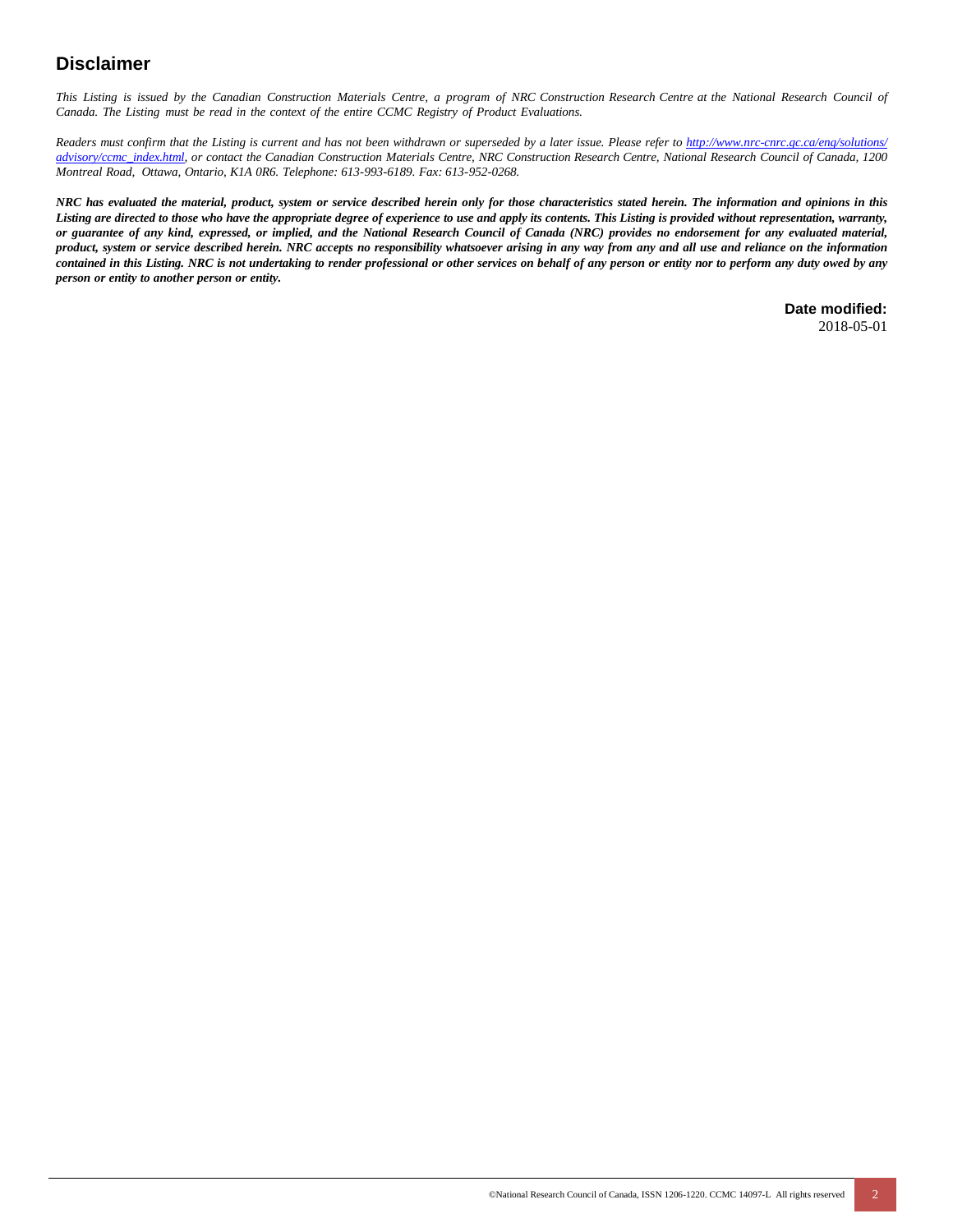## Disclaimer

*This Listing is issued by the Canadian Construction Materials Centre, a program of NRC Construction Research Centre at the National Research Council of Canada. The Listing must be read in the context of the entire CCMC Registry of Product Evaluations.*

*Readers must confirm that the Listing is current and has not been withdrawn or superseded by a later issue. Please refer to [http://www.nrc-cnrc.gc.ca/eng/solutions/advisory/ccmc_index.html](http://www.nrc-cnrc.gc.ca/eng/solutions/advisory/ccmc_index.html), or contact the Canadian Construction Materials Centre, NRC Construction Research Centre, National Research Council of Canada, 1200 Montreal Road, Ottawa, Ontario, K1A 0R6. Telephone: 613-993-6189. Fax: 613-952-0268.*

***NRC has evaluated the material, product, system or service described herein only for those characteristics stated herein. The information and opinions in this Listing are directed to those who have the appropriate degree of experience to use and apply its contents. This Listing is provided without representation, warranty, or guarantee of any kind, expressed, or implied, and the National Research Council of Canada (NRC) provides no endorsement for any evaluated material, product, system or service described herein. NRC accepts no responsibility whatsoever arising in any way from any and all use and reliance on the information contained in this Listing. NRC is not undertaking to render professional or other services on behalf of any person or entity nor to perform any duty owed by any person or entity to another person or entity.***

**Date modified:**
2018-05-01

©National Research Council of Canada, ISSN 1206-1220. CCMC 14097-L All rights reserved